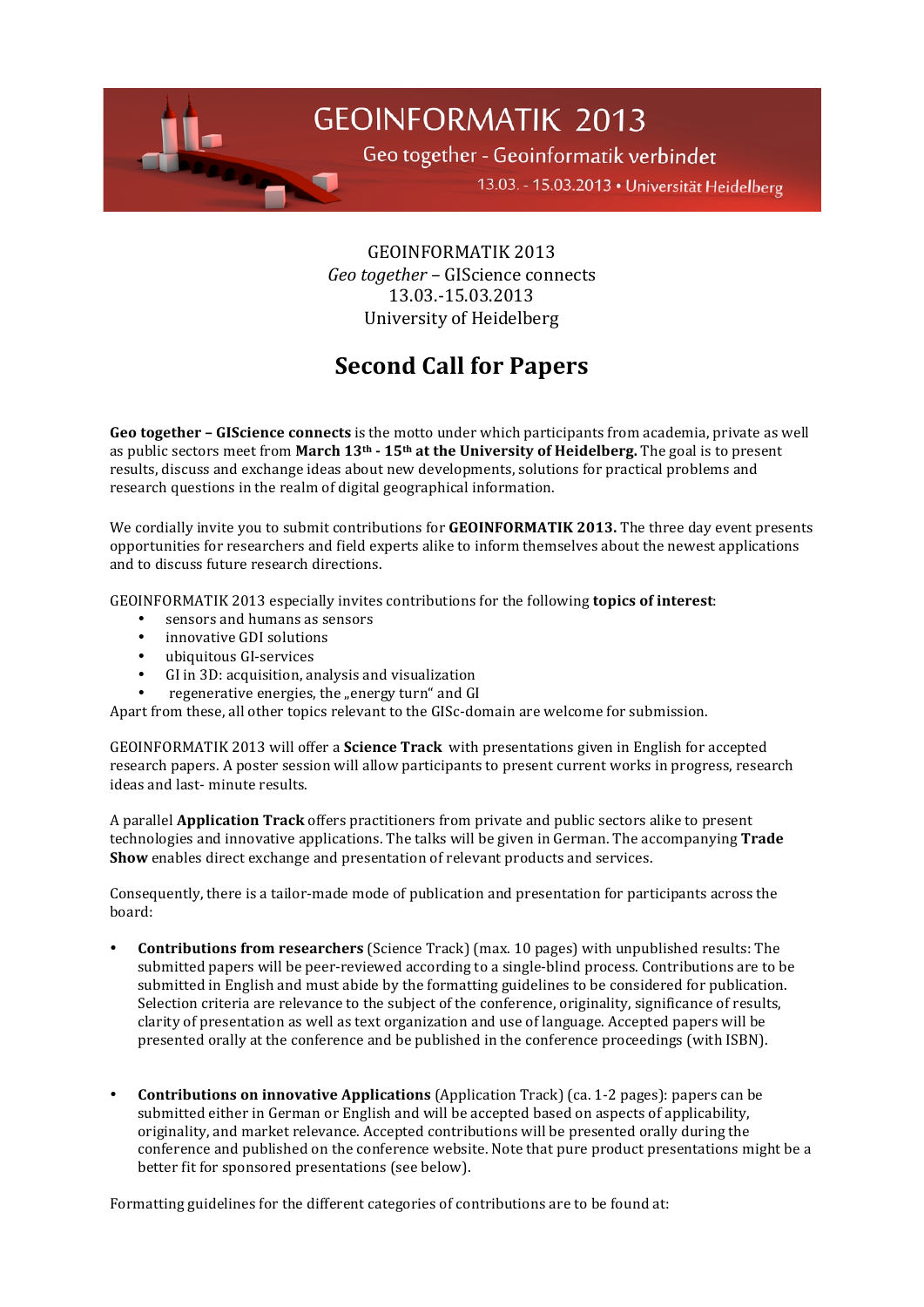GEOINFORMATIK 2013

Geo together - Geoinformatik verbindet

13.03. - 15.03.2013 • Universität Heidelberg

GEOINFORMATIK 2013
*Geo together* – GIScience connects
13.03.-15.03.2013
University of Heidelberg

# Second Call for Papers

**Geo together – GIScience connects** is the motto under which participants from academia, private as well as public sectors meet from **March 13th - 15th at the University of Heidelberg.** The goal is to present results, discuss and exchange ideas about new developments, solutions for practical problems and research questions in the realm of digital geographical information.

We cordially invite you to submit contributions for **GEOINFORMATIK 2013.** The three day event presents opportunities for researchers and field experts alike to inform themselves about the newest applications and to discuss future research directions.

GEOINFORMATIK 2013 especially invites contributions for the following **topics of interest**:

- sensors and humans as sensors
- innovative GDI solutions
- ubiquitous GI-services
- GI in 3D: acquisition, analysis and visualization
- regenerative energies, the „energy turn" and GI

Apart from these, all other topics relevant to the GISc-domain are welcome for submission.

GEOINFORMATIK 2013 will offer a **Science Track** with presentations given in English for accepted research papers. A poster session will allow participants to present current works in progress, research ideas and last- minute results.

A parallel **Application Track** offers practitioners from private and public sectors alike to present technologies and innovative applications. The talks will be given in German. The accompanying **Trade Show** enables direct exchange and presentation of relevant products and services.

Consequently, there is a tailor-made mode of publication and presentation for participants across the board:

- **Contributions from researchers** (Science Track) (max. 10 pages) with unpublished results: The submitted papers will be peer-reviewed according to a single-blind process. Contributions are to be submitted in English and must abide by the formatting guidelines to be considered for publication. Selection criteria are relevance to the subject of the conference, originality, significance of results, clarity of presentation as well as text organization and use of language. Accepted papers will be presented orally at the conference and be published in the conference proceedings (with ISBN).

- **Contributions on innovative Applications** (Application Track) (ca. 1-2 pages): papers can be submitted either in German or English and will be accepted based on aspects of applicability, originality, and market relevance. Accepted contributions will be presented orally during the conference and published on the conference website. Note that pure product presentations might be a better fit for sponsored presentations (see below).

Formatting guidelines for the different categories of contributions are to be found at: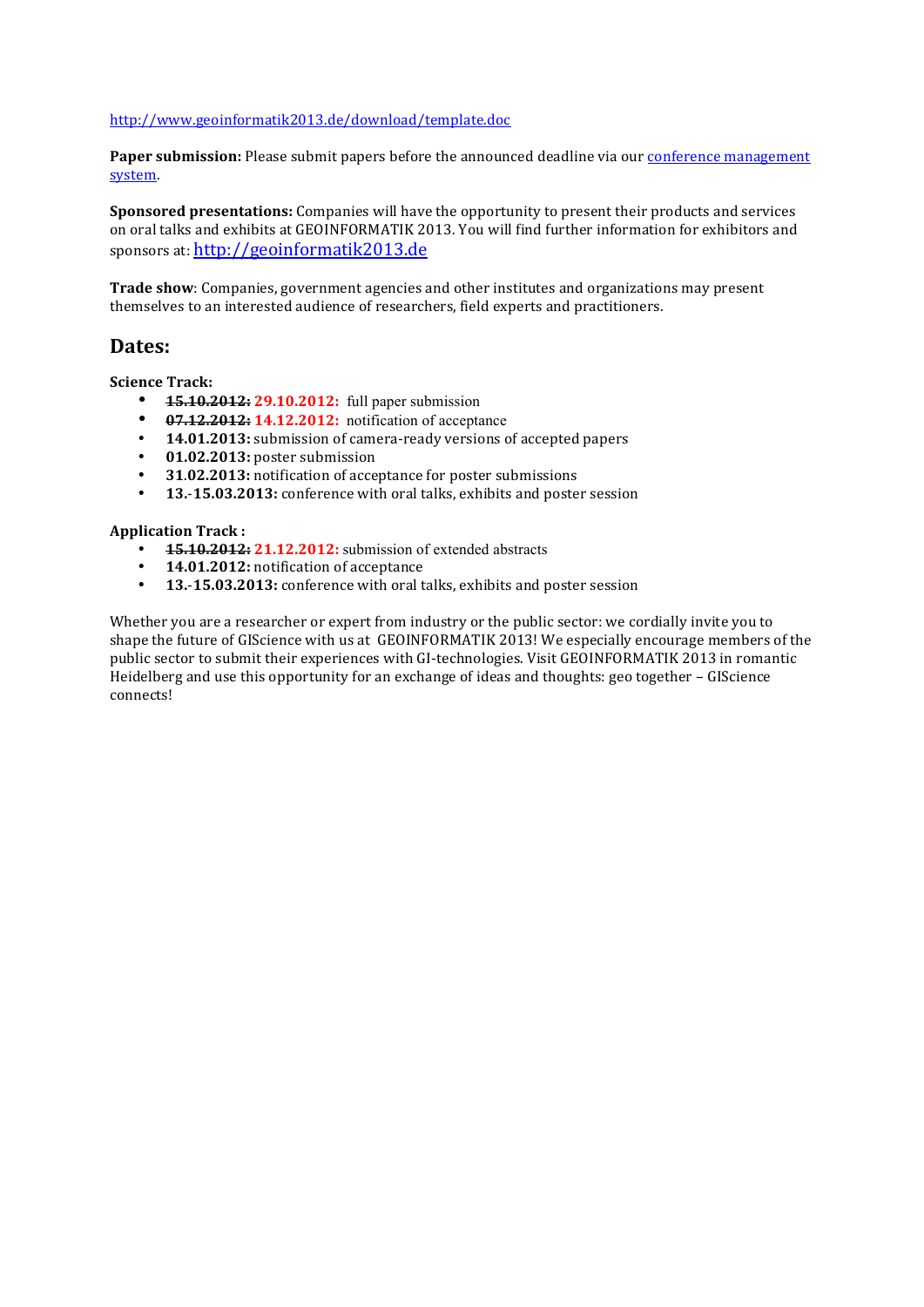http://www.geoinformatik2013.de/download/template.doc

**Paper submission:** Please submit papers before the announced deadline via our conference management system.

**Sponsored presentations:** Companies will have the opportunity to present their products and services on oral talks and exhibits at GEOINFORMATIK 2013. You will find further information for exhibitors and sponsors at: http://geoinformatik2013.de

**Trade show**: Companies, government agencies and other institutes and organizations may present themselves to an interested audience of researchers, field experts and practitioners.

## Dates:

**Science Track:**

- ~~**15.10.2012:**~~ **29.10.2012:** full paper submission
- ~~**07.12.2012:**~~ **14.12.2012:** notification of acceptance
- **14.01.2013:** submission of camera-ready versions of accepted papers
- **01.02.2013:** poster submission
- **31.02.2013:** notification of acceptance for poster submissions
- **13.-15.03.2013:** conference with oral talks, exhibits and poster session

**Application Track :**

- ~~**15.10.2012:**~~ **21.12.2012:** submission of extended abstracts
- **14.01.2012:** notification of acceptance
- **13.-15.03.2013:** conference with oral talks, exhibits and poster session

Whether you are a researcher or expert from industry or the public sector: we cordially invite you to shape the future of GIScience with us at GEOINFORMATIK 2013! We especially encourage members of the public sector to submit their experiences with GI-technologies. Visit GEOINFORMATIK 2013 in romantic Heidelberg and use this opportunity for an exchange of ideas and thoughts: geo together – GIScience connects!